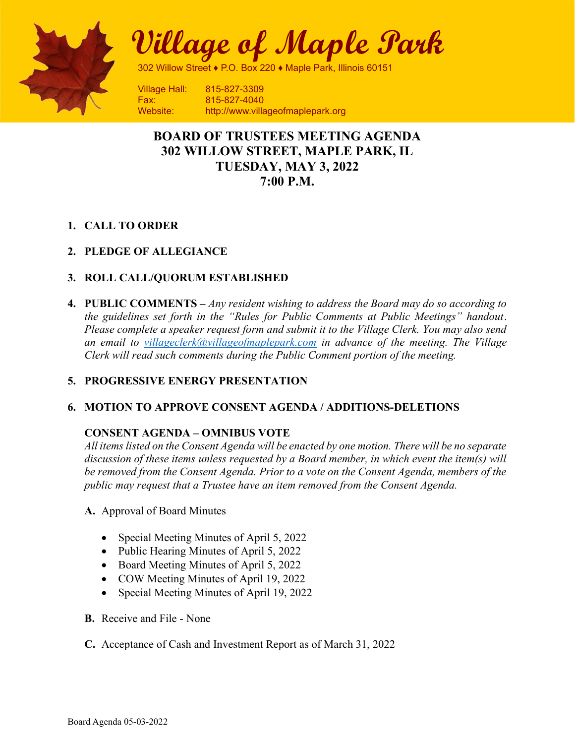# Village of Maple Park

302 Willow Street ♦ P.O. Box 220 ♦ Maple Park, Illinois 60151

Village Hall: 815-827-3309
Fax: 815-827-4040
Website: http://www.villageofmaplepark.org

## BOARD OF TRUSTEES MEETING AGENDA
## 302 WILLOW STREET, MAPLE PARK, IL
## TUESDAY, MAY 3, 2022
## 7:00 P.M.

1. **CALL TO ORDER**

2. **PLEDGE OF ALLEGIANCE**

3. **ROLL CALL/QUORUM ESTABLISHED**

4. **PUBLIC COMMENTS –** *Any resident wishing to address the Board may do so according to the guidelines set forth in the "Rules for Public Comments at Public Meetings" handout. Please complete a speaker request form and submit it to the Village Clerk. You may also send an email to villageclerk@villageofmaplepark.com in advance of the meeting. The Village Clerk will read such comments during the Public Comment portion of the meeting.*

5. **PROGRESSIVE ENERGY PRESENTATION**

6. **MOTION TO APPROVE CONSENT AGENDA / ADDITIONS-DELETIONS**

   **CONSENT AGENDA – OMNIBUS VOTE**
   *All items listed on the Consent Agenda will be enacted by one motion. There will be no separate discussion of these items unless requested by a Board member, in which event the item(s) will be removed from the Consent Agenda. Prior to a vote on the Consent Agenda, members of the public may request that a Trustee have an item removed from the Consent Agenda.*

   **A.** Approval of Board Minutes

   - Special Meeting Minutes of April 5, 2022
   - Public Hearing Minutes of April 5, 2022
   - Board Meeting Minutes of April 5, 2022
   - COW Meeting Minutes of April 19, 2022
   - Special Meeting Minutes of April 19, 2022

   **B.** Receive and File - None

   **C.** Acceptance of Cash and Investment Report as of March 31, 2022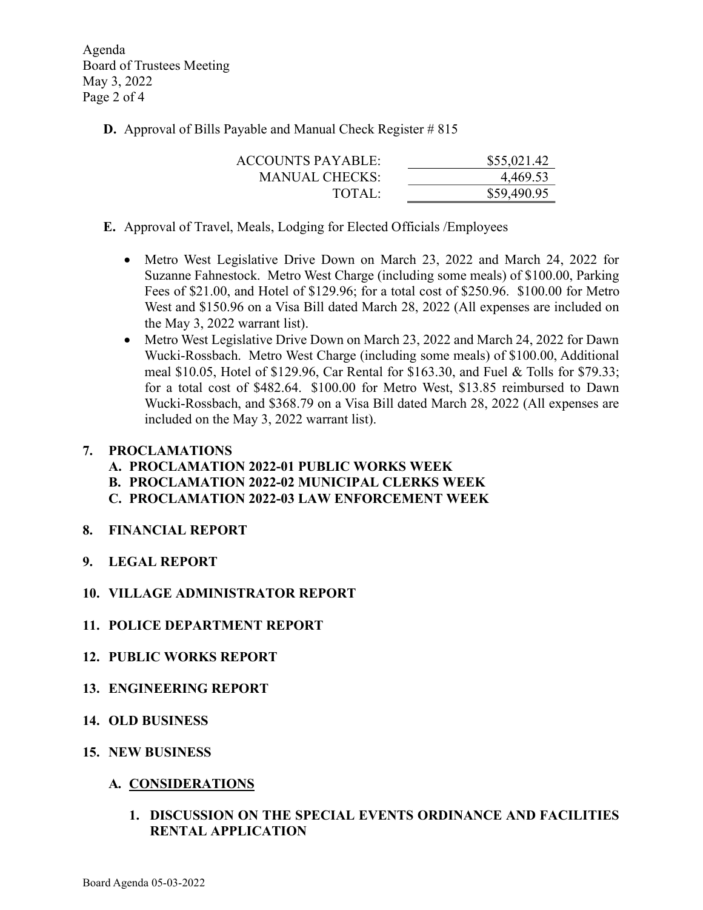**D.** Approval of Bills Payable and Manual Check Register # 815

| | |
|---|---|
| ACCOUNTS PAYABLE: | $55,021.42 |
| MANUAL CHECKS: | 4,469.53 |
| TOTAL: | $59,490.95 |

**E.** Approval of Travel, Meals, Lodging for Elected Officials /Employees

- Metro West Legislative Drive Down on March 23, 2022 and March 24, 2022 for Suzanne Fahnestock. Metro West Charge (including some meals) of $100.00, Parking Fees of $21.00, and Hotel of $129.96; for a total cost of $250.96. $100.00 for Metro West and $150.96 on a Visa Bill dated March 28, 2022 (All expenses are included on the May 3, 2022 warrant list).
- Metro West Legislative Drive Down on March 23, 2022 and March 24, 2022 for Dawn Wucki-Rossbach. Metro West Charge (including some meals) of $100.00, Additional meal $10.05, Hotel of $129.96, Car Rental for $163.30, and Fuel & Tolls for $79.33; for a total cost of $482.64. $100.00 for Metro West, $13.85 reimbursed to Dawn Wucki-Rossbach, and $368.79 on a Visa Bill dated March 28, 2022 (All expenses are included on the May 3, 2022 warrant list).

**7. PROCLAMATIONS**

**A. PROCLAMATION 2022-01 PUBLIC WORKS WEEK**

**B. PROCLAMATION 2022-02 MUNICIPAL CLERKS WEEK**

**C. PROCLAMATION 2022-03 LAW ENFORCEMENT WEEK**

**8. FINANCIAL REPORT**

**9. LEGAL REPORT**

**10. VILLAGE ADMINISTRATOR REPORT**

**11. POLICE DEPARTMENT REPORT**

**12. PUBLIC WORKS REPORT**

**13. ENGINEERING REPORT**

**14. OLD BUSINESS**

**15. NEW BUSINESS**

**A. CONSIDERATIONS**

**1. DISCUSSION ON THE SPECIAL EVENTS ORDINANCE AND FACILITIES RENTAL APPLICATION**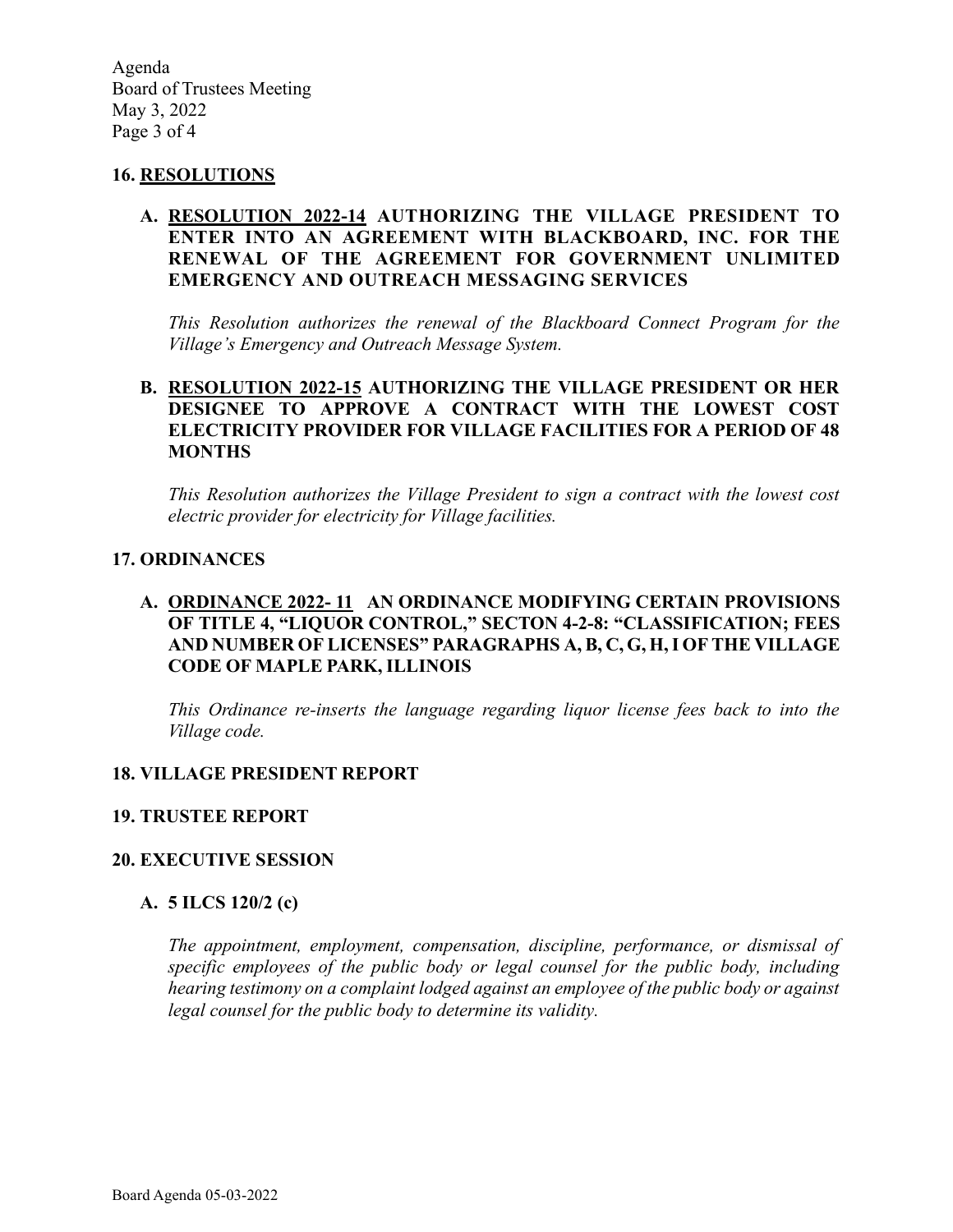## 16. RESOLUTIONS

### A. RESOLUTION 2022-14 AUTHORIZING THE VILLAGE PRESIDENT TO ENTER INTO AN AGREEMENT WITH BLACKBOARD, INC. FOR THE RENEWAL OF THE AGREEMENT FOR GOVERNMENT UNLIMITED EMERGENCY AND OUTREACH MESSAGING SERVICES

*This Resolution authorizes the renewal of the Blackboard Connect Program for the Village's Emergency and Outreach Message System.*

### B. RESOLUTION 2022-15 AUTHORIZING THE VILLAGE PRESIDENT OR HER DESIGNEE TO APPROVE A CONTRACT WITH THE LOWEST COST ELECTRICITY PROVIDER FOR VILLAGE FACILITIES FOR A PERIOD OF 48 MONTHS

*This Resolution authorizes the Village President to sign a contract with the lowest cost electric provider for electricity for Village facilities.*

## 17. ORDINANCES

### A. ORDINANCE 2022- 11 AN ORDINANCE MODIFYING CERTAIN PROVISIONS OF TITLE 4, "LIQUOR CONTROL," SECTON 4-2-8: "CLASSIFICATION; FEES AND NUMBER OF LICENSES" PARAGRAPHS A, B, C, G, H, I OF THE VILLAGE CODE OF MAPLE PARK, ILLINOIS

*This Ordinance re-inserts the language regarding liquor license fees back to into the Village code.*

## 18. VILLAGE PRESIDENT REPORT

## 19. TRUSTEE REPORT

## 20. EXECUTIVE SESSION

### A. 5 ILCS 120/2 (c)

*The appointment, employment, compensation, discipline, performance, or dismissal of specific employees of the public body or legal counsel for the public body, including hearing testimony on a complaint lodged against an employee of the public body or against legal counsel for the public body to determine its validity.*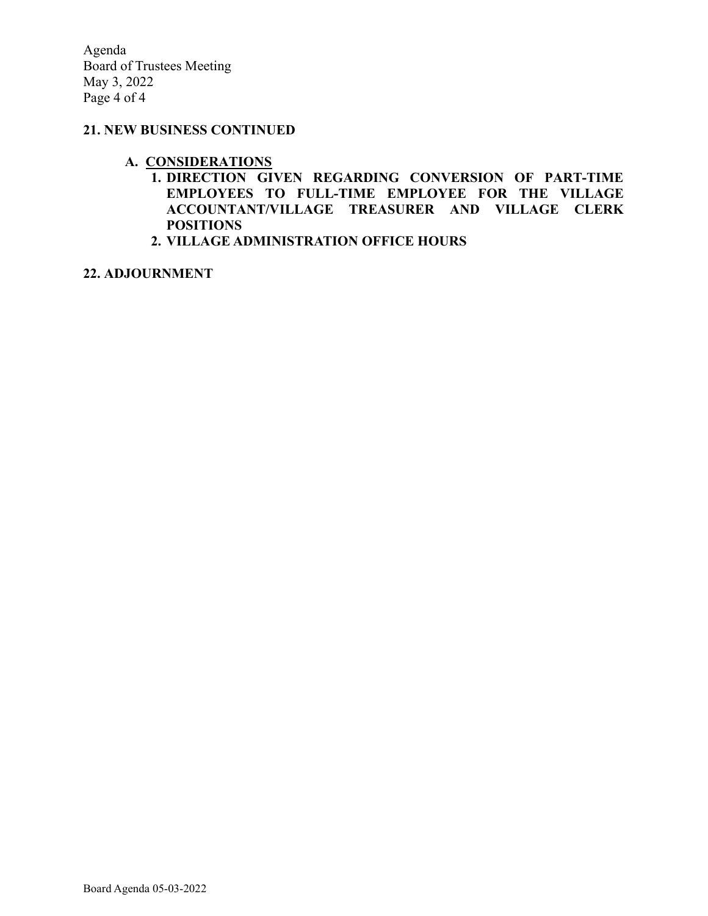## 21. NEW BUSINESS CONTINUED

### A. <u>CONSIDERATIONS</u>

1. **DIRECTION GIVEN REGARDING CONVERSION OF PART-TIME EMPLOYEES TO FULL-TIME EMPLOYEE FOR THE VILLAGE ACCOUNTANT/VILLAGE TREASURER AND VILLAGE CLERK POSITIONS**
2. **VILLAGE ADMINISTRATION OFFICE HOURS**

## 22. ADJOURNMENT